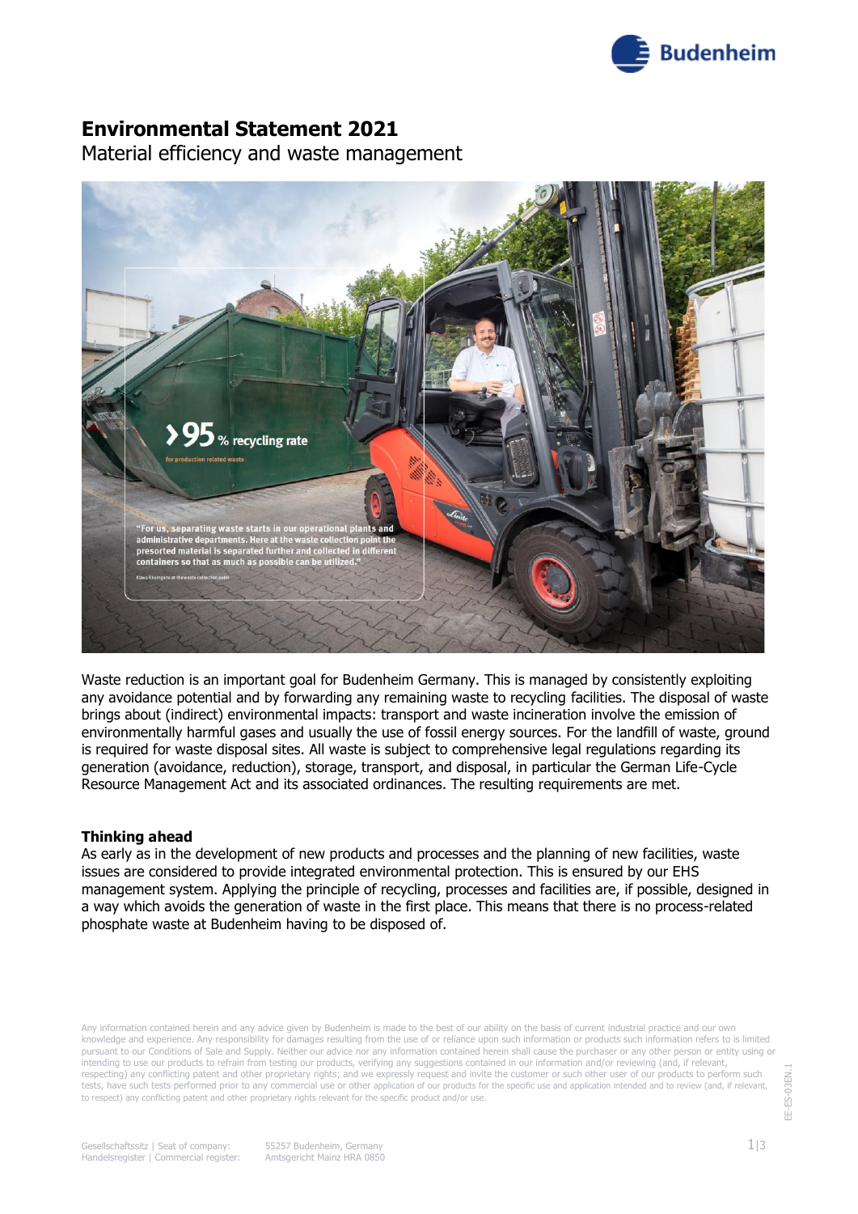# Environmental Statement 2021

Material efficiency and waste management

>95 % recycling rate

for production related waste

"For us, separating waste starts in our operational plants and administrative departments. Here at the waste collection point the presorted material is separated further and collected in different containers so that as much as possible can be utilized."

Klaus Rheingans at the waste collection point

Waste reduction is an important goal for Budenheim Germany. This is managed by consistently exploiting any avoidance potential and by forwarding any remaining waste to recycling facilities. The disposal of waste brings about (indirect) environmental impacts: transport and waste incineration involve the emission of environmentally harmful gases and usually the use of fossil energy sources. For the landfill of waste, ground is required for waste disposal sites. All waste is subject to comprehensive legal regulations regarding its generation (avoidance, reduction), storage, transport, and disposal, in particular the German Life-Cycle Resource Management Act and its associated ordinances. The resulting requirements are met.

**Thinking ahead**

As early as in the development of new products and processes and the planning of new facilities, waste issues are considered to provide integrated environmental protection. This is ensured by our EHS management system. Applying the principle of recycling, processes and facilities are, if possible, designed in a way which avoids the generation of waste in the first place. This means that there is no process-related phosphate waste at Budenheim having to be disposed of.

Any information contained herein and any advice given by Budenheim is made to the best of our ability on the basis of current industrial practice and our own knowledge and experience. Any responsibility for damages resulting from the use of or reliance upon such information or products such information refers to is limited pursuant to our Conditions of Sale and Supply. Neither our advice nor any information contained herein shall cause the purchaser or any other person or entity using or intending to use our products to refrain from testing our products, verifying any suggestions contained in our information and/or reviewing (and, if relevant, respecting) any conflicting patent and other proprietary rights; and we expressly request and invite the customer or such other user of our products to perform such tests, have such tests performed prior to any commercial use or other application of our products for the specific use and application intended and to review (and, if relevant, to respect) any conflicting patent and other proprietary rights relevant for the specific product and/or use.

Gesellschaftssitz | Seat of company: 55257 Budenheim, Germany
Handelsregister | Commercial register: Amtsgericht Mainz HRA 0850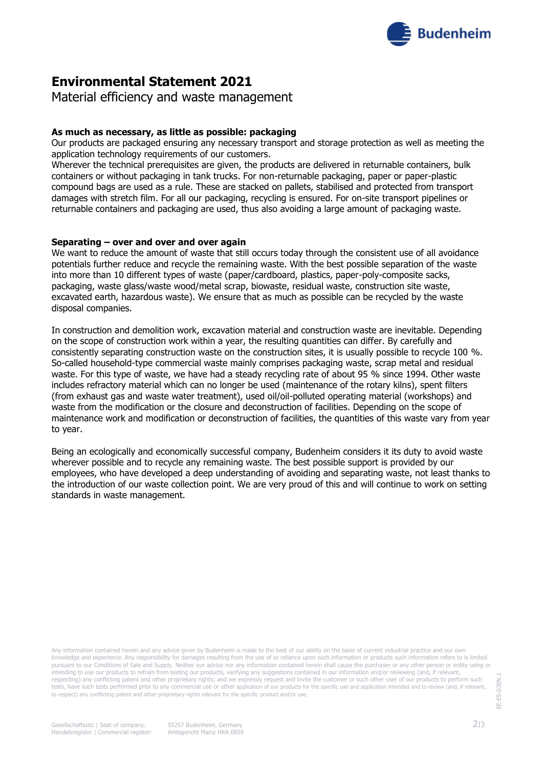# Environmental Statement 2021

Material efficiency and waste management

**As much as necessary, as little as possible: packaging**

Our products are packaged ensuring any necessary transport and storage protection as well as meeting the application technology requirements of our customers.

Wherever the technical prerequisites are given, the products are delivered in returnable containers, bulk containers or without packaging in tank trucks. For non-returnable packaging, paper or paper-plastic compound bags are used as a rule. These are stacked on pallets, stabilised and protected from transport damages with stretch film. For all our packaging, recycling is ensured. For on-site transport pipelines or returnable containers and packaging are used, thus also avoiding a large amount of packaging waste.

**Separating – over and over and over again**

We want to reduce the amount of waste that still occurs today through the consistent use of all avoidance potentials further reduce and recycle the remaining waste. With the best possible separation of the waste into more than 10 different types of waste (paper/cardboard, plastics, paper-poly-composite sacks, packaging, waste glass/waste wood/metal scrap, biowaste, residual waste, construction site waste, excavated earth, hazardous waste). We ensure that as much as possible can be recycled by the waste disposal companies.

In construction and demolition work, excavation material and construction waste are inevitable. Depending on the scope of construction work within a year, the resulting quantities can differ. By carefully and consistently separating construction waste on the construction sites, it is usually possible to recycle 100 %. So-called household-type commercial waste mainly comprises packaging waste, scrap metal and residual waste. For this type of waste, we have had a steady recycling rate of about 95 % since 1994. Other waste includes refractory material which can no longer be used (maintenance of the rotary kilns), spent filters (from exhaust gas and waste water treatment), used oil/oil-polluted operating material (workshops) and waste from the modification or the closure and deconstruction of facilities. Depending on the scope of maintenance work and modification or deconstruction of facilities, the quantities of this waste vary from year to year.

Being an ecologically and economically successful company, Budenheim considers it its duty to avoid waste wherever possible and to recycle any remaining waste. The best possible support is provided by our employees, who have developed a deep understanding of avoiding and separating waste, not least thanks to the introduction of our waste collection point. We are very proud of this and will continue to work on setting standards in waste management.

Any information contained herein and any advice given by Budenheim is made to the best of our ability on the basis of current industrial practice and our own knowledge and experience. Any responsibility for damages resulting from the use of or reliance upon such information or products such information refers to is limited pursuant to our Conditions of Sale and Supply. Neither our advice nor any information contained herein shall cause the purchaser or any other person or entity using or intending to use our products to refrain from testing our products, verifying any suggestions contained in our information and/or reviewing (and, if relevant, respecting) any conflicting patent and other proprietary rights; and we expressly request and invite the customer or such other user of our products to perform such tests, have such tests performed prior to any commercial use or other application of our products for the specific use and application intended and to review (and, if relevant, to respect) any conflicting patent and other proprietary rights relevant for the specific product and/or use.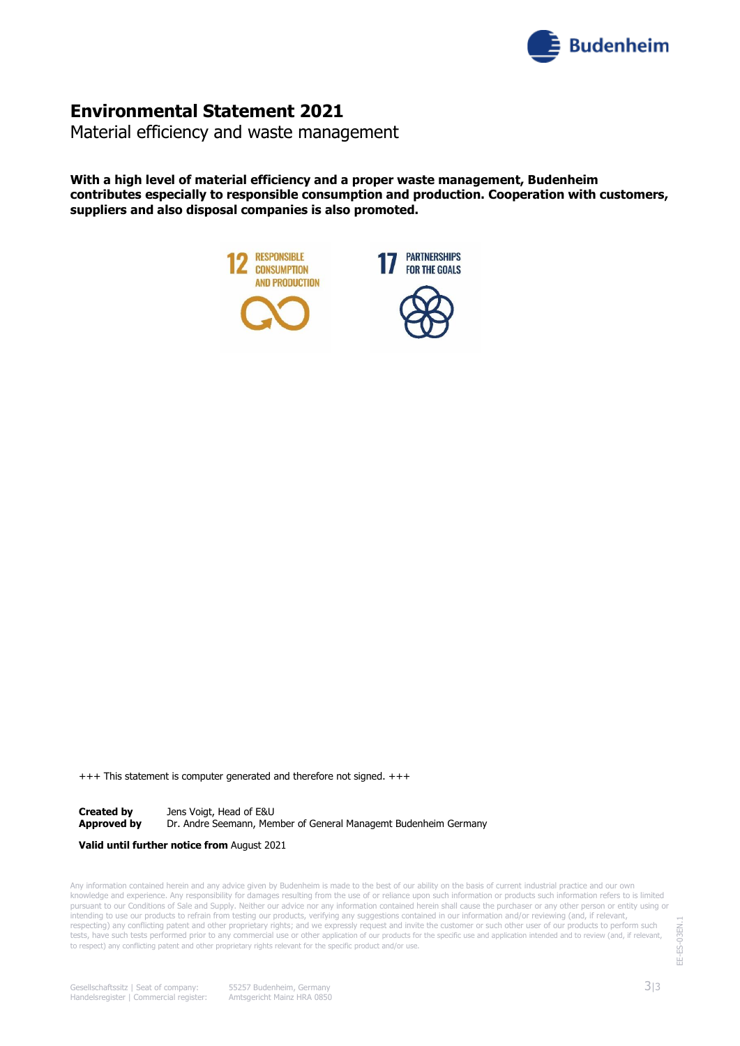# Environmental Statement 2021

Material efficiency and waste management

**With a high level of material efficiency and a proper waste management, Budenheim contributes especially to responsible consumption and production. Cooperation with customers, suppliers and also disposal companies is also promoted.**

12 RESPONSIBLE CONSUMPTION AND PRODUCTION

17 PARTNERSHIPS FOR THE GOALS

+++ This statement is computer generated and therefore not signed. +++

**Created by** Jens Voigt, Head of E&U
**Approved by** Dr. Andre Seemann, Member of General Managemt Budenheim Germany

**Valid until further notice from** August 2021

Any information contained herein and any advice given by Budenheim is made to the best of our ability on the basis of current industrial practice and our own knowledge and experience. Any responsibility for damages resulting from the use of or reliance upon such information or products such information refers to is limited pursuant to our Conditions of Sale and Supply. Neither our advice nor any information contained herein shall cause the purchaser or any other person or entity using or intending to use our products to refrain from testing our products, verifying any suggestions contained in our information and/or reviewing (and, if relevant, respecting) any conflicting patent and other proprietary rights; and we expressly request and invite the customer or such other user of our products to perform such tests, have such tests performed prior to any commercial use or other application of our products for the specific use and application intended and to review (and, if relevant, to respect) any conflicting patent and other proprietary rights relevant for the specific product and/or use.

Gesellschaftssitz | Seat of company: 55257 Budenheim, Germany
Handelsregister | Commercial register: Amtsgericht Mainz HRA 0850